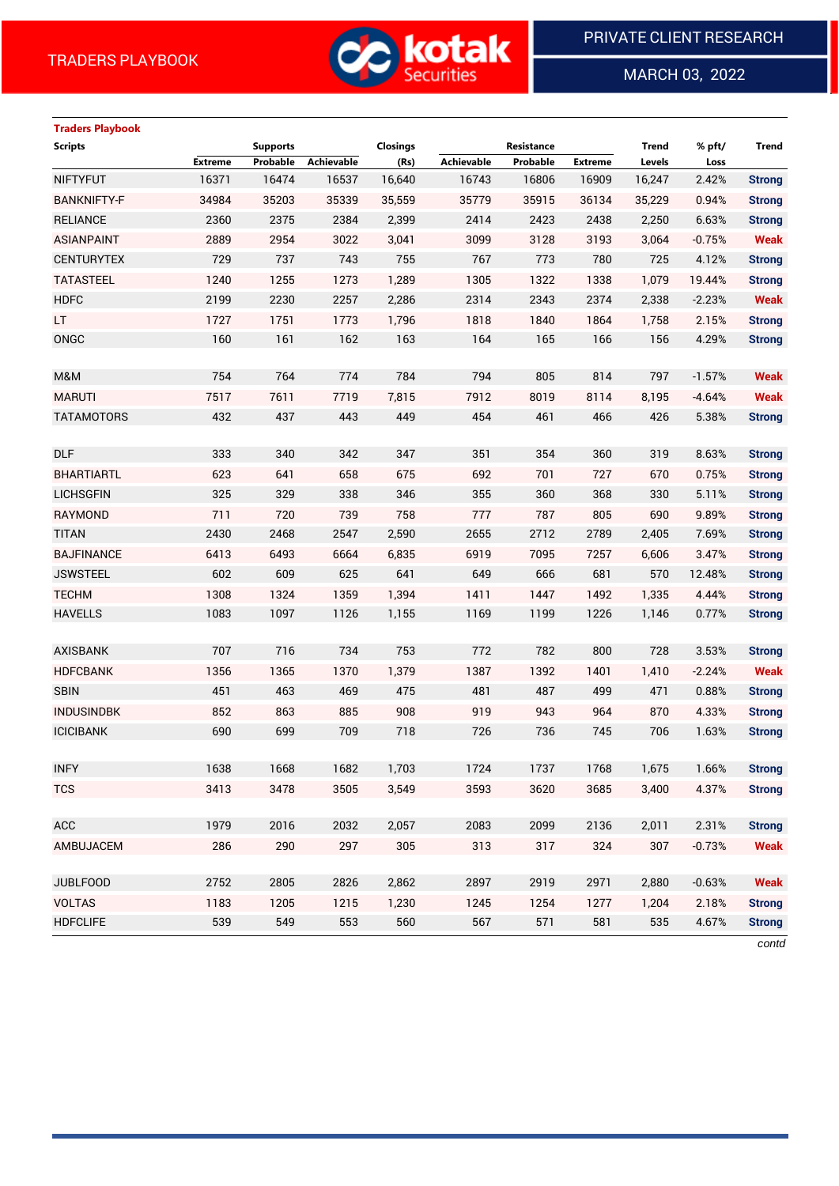TRADERS PLAYBOOK

PRIVATE CLIENT RESEARCH

MARCH 03, 2022

**Traders Playbook**

| Scripts | Supports | | | Closings | Resistance | | | Trend | % pft/ | Trend |
|---|---|---|---|---|---|---|---|---|---|---|
| | Extreme | Probable | Achievable | (Rs) | Achievable | Probable | Extreme | Levels | Loss | |
| NIFTYFUT | 16371 | 16474 | 16537 | 16,640 | 16743 | 16806 | 16909 | 16,247 | 2.42% | Strong |
| BANKNIFTY-F | 34984 | 35203 | 35339 | 35,559 | 35779 | 35915 | 36134 | 35,229 | 0.94% | Strong |
| RELIANCE | 2360 | 2375 | 2384 | 2,399 | 2414 | 2423 | 2438 | 2,250 | 6.63% | Strong |
| ASIANPAINT | 2889 | 2954 | 3022 | 3,041 | 3099 | 3128 | 3193 | 3,064 | -0.75% | Weak |
| CENTURYTEX | 729 | 737 | 743 | 755 | 767 | 773 | 780 | 725 | 4.12% | Strong |
| TATASTEEL | 1240 | 1255 | 1273 | 1,289 | 1305 | 1322 | 1338 | 1,079 | 19.44% | Strong |
| HDFC | 2199 | 2230 | 2257 | 2,286 | 2314 | 2343 | 2374 | 2,338 | -2.23% | Weak |
| LT | 1727 | 1751 | 1773 | 1,796 | 1818 | 1840 | 1864 | 1,758 | 2.15% | Strong |
| ONGC | 160 | 161 | 162 | 163 | 164 | 165 | 166 | 156 | 4.29% | Strong |
| | | | | | | | | | | |
| M&M | 754 | 764 | 774 | 784 | 794 | 805 | 814 | 797 | -1.57% | Weak |
| MARUTI | 7517 | 7611 | 7719 | 7,815 | 7912 | 8019 | 8114 | 8,195 | -4.64% | Weak |
| TATAMOTORS | 432 | 437 | 443 | 449 | 454 | 461 | 466 | 426 | 5.38% | Strong |
| | | | | | | | | | | |
| DLF | 333 | 340 | 342 | 347 | 351 | 354 | 360 | 319 | 8.63% | Strong |
| BHARTIARTL | 623 | 641 | 658 | 675 | 692 | 701 | 727 | 670 | 0.75% | Strong |
| LICHSGFIN | 325 | 329 | 338 | 346 | 355 | 360 | 368 | 330 | 5.11% | Strong |
| RAYMOND | 711 | 720 | 739 | 758 | 777 | 787 | 805 | 690 | 9.89% | Strong |
| TITAN | 2430 | 2468 | 2547 | 2,590 | 2655 | 2712 | 2789 | 2,405 | 7.69% | Strong |
| BAJFINANCE | 6413 | 6493 | 6664 | 6,835 | 6919 | 7095 | 7257 | 6,606 | 3.47% | Strong |
| JSWSTEEL | 602 | 609 | 625 | 641 | 649 | 666 | 681 | 570 | 12.48% | Strong |
| TECHM | 1308 | 1324 | 1359 | 1,394 | 1411 | 1447 | 1492 | 1,335 | 4.44% | Strong |
| HAVELLS | 1083 | 1097 | 1126 | 1,155 | 1169 | 1199 | 1226 | 1,146 | 0.77% | Strong |
| | | | | | | | | | | |
| AXISBANK | 707 | 716 | 734 | 753 | 772 | 782 | 800 | 728 | 3.53% | Strong |
| HDFCBANK | 1356 | 1365 | 1370 | 1,379 | 1387 | 1392 | 1401 | 1,410 | -2.24% | Weak |
| SBIN | 451 | 463 | 469 | 475 | 481 | 487 | 499 | 471 | 0.88% | Strong |
| INDUSINDBK | 852 | 863 | 885 | 908 | 919 | 943 | 964 | 870 | 4.33% | Strong |
| ICICIBANK | 690 | 699 | 709 | 718 | 726 | 736 | 745 | 706 | 1.63% | Strong |
| | | | | | | | | | | |
| INFY | 1638 | 1668 | 1682 | 1,703 | 1724 | 1737 | 1768 | 1,675 | 1.66% | Strong |
| TCS | 3413 | 3478 | 3505 | 3,549 | 3593 | 3620 | 3685 | 3,400 | 4.37% | Strong |
| | | | | | | | | | | |
| ACC | 1979 | 2016 | 2032 | 2,057 | 2083 | 2099 | 2136 | 2,011 | 2.31% | Strong |
| AMBUJACEM | 286 | 290 | 297 | 305 | 313 | 317 | 324 | 307 | -0.73% | Weak |
| | | | | | | | | | | |
| JUBLFOOD | 2752 | 2805 | 2826 | 2,862 | 2897 | 2919 | 2971 | 2,880 | -0.63% | Weak |
| VOLTAS | 1183 | 1205 | 1215 | 1,230 | 1245 | 1254 | 1277 | 1,204 | 2.18% | Strong |
| HDFCLIFE | 539 | 549 | 553 | 560 | 567 | 571 | 581 | 535 | 4.67% | Strong |

*contd*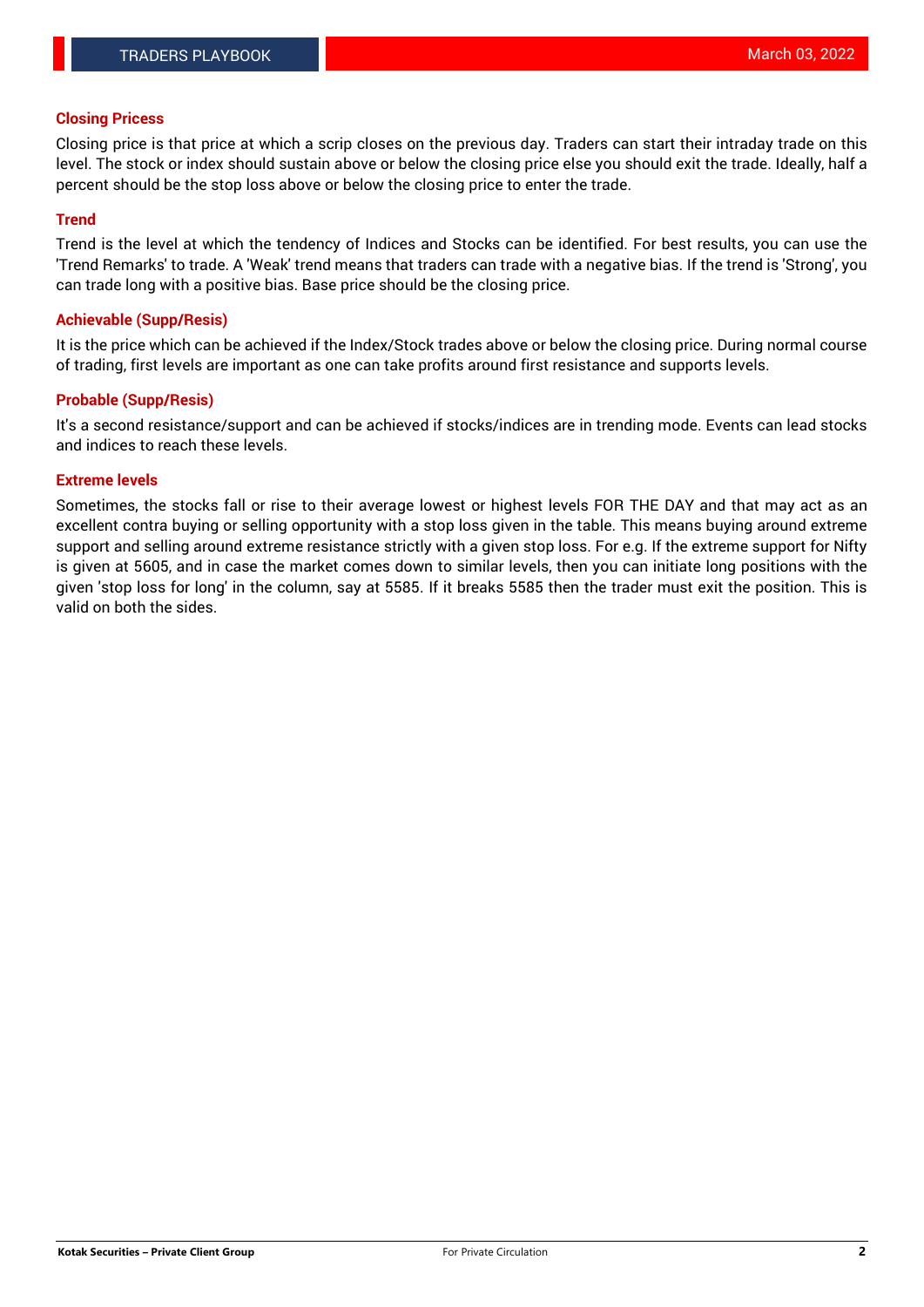## Closing Pricess

Closing price is that price at which a scrip closes on the previous day. Traders can start their intraday trade on this level. The stock or index should sustain above or below the closing price else you should exit the trade. Ideally, half a percent should be the stop loss above or below the closing price to enter the trade.

## Trend

Trend is the level at which the tendency of Indices and Stocks can be identified. For best results, you can use the 'Trend Remarks' to trade. A 'Weak' trend means that traders can trade with a negative bias. If the trend is 'Strong', you can trade long with a positive bias. Base price should be the closing price.

## Achievable (Supp/Resis)

It is the price which can be achieved if the Index/Stock trades above or below the closing price. During normal course of trading, first levels are important as one can take profits around first resistance and supports levels.

## Probable (Supp/Resis)

It's a second resistance/support and can be achieved if stocks/indices are in trending mode. Events can lead stocks and indices to reach these levels.

## Extreme levels

Sometimes, the stocks fall or rise to their average lowest or highest levels FOR THE DAY and that may act as an excellent contra buying or selling opportunity with a stop loss given in the table. This means buying around extreme support and selling around extreme resistance strictly with a given stop loss. For e.g. If the extreme support for Nifty is given at 5605, and in case the market comes down to similar levels, then you can initiate long positions with the given 'stop loss for long' in the column, say at 5585. If it breaks 5585 then the trader must exit the position. This is valid on both the sides.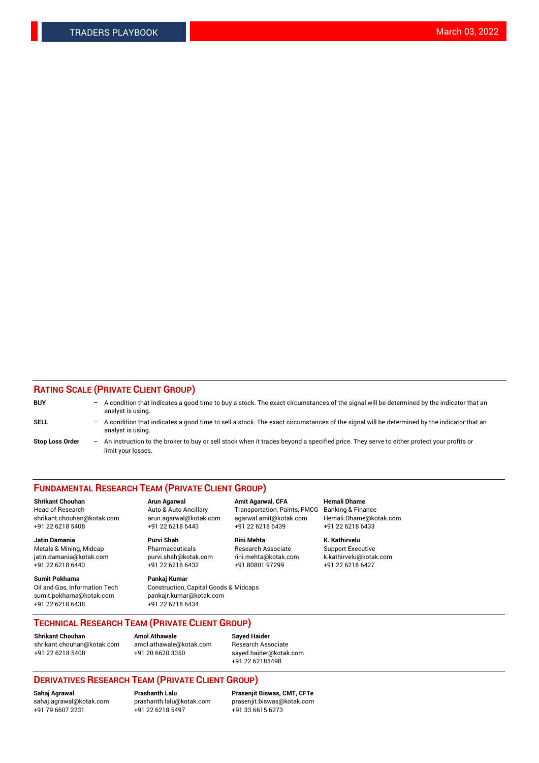## RATING SCALE (PRIVATE CLIENT GROUP)

**BUY** – A condition that indicates a good time to buy a stock. The exact circumstances of the signal will be determined by the indicator that an analyst is using.

**SELL** – A condition that indicates a good time to sell a stock. The exact circumstances of the signal will be determined by the indicator that an analyst is using.

**Stop Loss Order** – An instruction to the broker to buy or sell stock when it trades beyond a specified price. They serve to either protect your profits or limit your losses.

## FUNDAMENTAL RESEARCH TEAM (PRIVATE CLIENT GROUP)

**Shrikant Chouhan**
Head of Research
shrikant.chouhan@kotak.com
+91 22 6218 5408

**Arun Agarwal**
Auto & Auto Ancillary
arun.agarwal@kotak.com
+91 22 6218 6443

**Amit Agarwal, CFA**
Transportation, Paints, FMCG
agarwal.amit@kotak.com
+91 22 6218 6439

**Hemali Dhame**
Banking & Finance
Hemali.Dhame@kotak.com
+91 22 6218 6433

**Jatin Damania**
Metals & Mining, Midcap
jatin.damania@kotak.com
+91 22 6218 6440

**Purvi Shah**
Pharmaceuticals
purvi.shah@kotak.com
+91 22 6218 6432

**Rini Mehta**
Research Associate
rini.mehta@kotak.com
+91 80801 97299

**K. Kathirvelu**
Support Executive
k.kathirvelu@kotak.com
+91 22 6218 6427

**Sumit Pokharna**
Oil and Gas, Information Tech
sumit.pokharna@kotak.com
+91 22 6218 6438

**Pankaj Kumar**
Construction, Capital Goods & Midcaps
pankajr.kumar@kotak.com
+91 22 6218 6434

## TECHNICAL RESEARCH TEAM (PRIVATE CLIENT GROUP)

**Shrikant Chouhan**
shrikant.chouhan@kotak.com
+91 22 6218 5408

**Amol Athawale**
amol.athawale@kotak.com
+91 20 6620 3350

**Sayed Haider**
Research Associate
sayed.haider@kotak.com
+91 22 62185498

## DERIVATIVES RESEARCH TEAM (PRIVATE CLIENT GROUP)

**Sahaj Agrawal**
sahaj.agrawal@kotak.com
+91 79 6607 2231

**Prashanth Lalu**
prashanth.lalu@kotak.com
+91 22 6218 5497

**Prasenjit Biswas, CMT, CFTe**
prasenjit.biswas@kotak.com
+91 33 6615 6273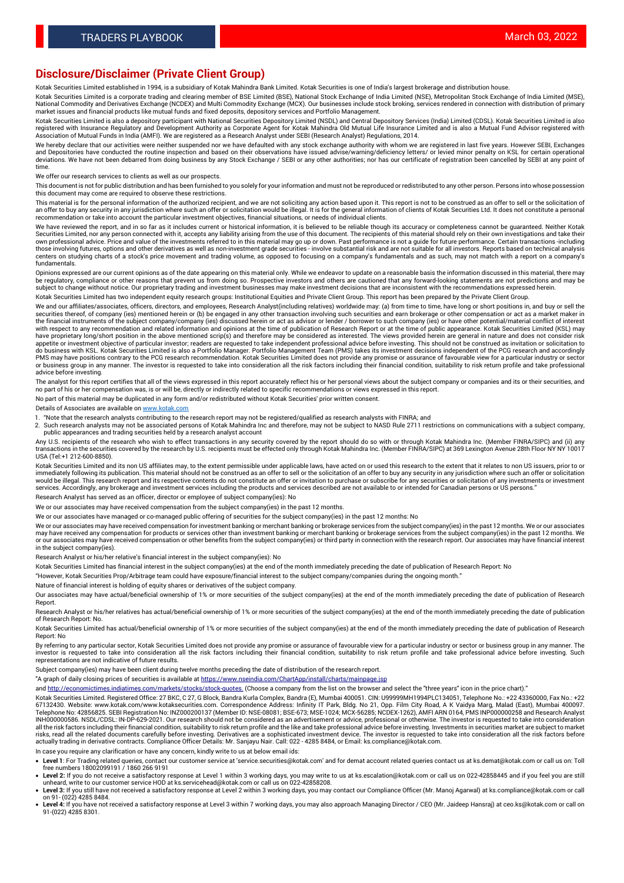# Disclosure/Disclaimer (Private Client Group)

Kotak Securities Limited established in 1994, is a subsidiary of Kotak Mahindra Bank Limited. Kotak Securities is one of India's largest brokerage and distribution house.

Kotak Securities Limited is a corporate trading and clearing member of BSE Limited (BSE), National Stock Exchange of India Limited (NSE), Metropolitan Stock Exchange of India Limited (MSE), National Commodity and Derivatives Exchange (NCDEX) and Multi Commodity Exchange (MCX). Our businesses include stock broking, services rendered in connection with distribution of primary market issues and financial products like mutual funds and fixed deposits, depository services and Portfolio Management.

Kotak Securities Limited is also a depository participant with National Securities Depository Limited (NSDL) and Central Depository Services (India) Limited (CDSL). Kotak Securities Limited is also registered with Insurance Regulatory and Development Authority as Corporate Agent for Kotak Mahindra Old Mutual Life Insurance Limited and is also a Mutual Fund Advisor registered with Association of Mutual Funds in India (AMFI). We are registered as a Research Analyst under SEBI (Research Analyst) Regulations, 2014.

We hereby declare that our activities were neither suspended nor we have defaulted with any stock exchange authority with whom we are registered in last five years. However SEBI, Exchanges and Depositories have conducted the routine inspection and based on their observations have issued advise/warning/deficiency letters/ or levied minor penalty on KSL for certain operational deviations. We have not been debarred from doing business by any Stock Exchange / SEBI or any other authorities; nor has our certificate of registration been cancelled by SEBI at any point of time.

We offer our research services to clients as well as our prospects.

This document is not for public distribution and has been furnished to you solely for your information and must not be reproduced or redistributed to any other person. Persons into whose possession this document may come are required to observe these restrictions.

This material is for the personal information of the authorized recipient, and we are not soliciting any action based upon it. This report is not to be construed as an offer to sell or the solicitation of an offer to buy any security in any jurisdiction where such an offer or solicitation would be illegal. It is for the general information of clients of Kotak Securities Ltd. It does not constitute a personal recommendation or take into account the particular investment objectives, financial situations, or needs of individual clients.

We have reviewed the report, and in so far as it includes current or historical information, it is believed to be reliable though its accuracy or completeness cannot be guaranteed. Neither Kotak Securities Limited, nor any person connected with it, accepts any liability arising from the use of this document. The recipients of this material should rely on their own investigations and take their own professional advice. Price and value of the investments referred to in this material may go up or down. Past performance is not a guide for future performance. Certain transactions -including those involving futures, options and other derivatives as well as non-investment grade securities - involve substantial risk and are not suitable for all investors. Reports based on technical analysis centers on studying charts of a stock's price movement and trading volume, as opposed to focusing on a company's fundamentals and as such, may not match with a report on a company's fundamentals.

Opinions expressed are our current opinions as of the date appearing on this material only. While we endeavor to update on a reasonable basis the information discussed in this material, there may be regulatory, compliance or other reasons that prevent us from doing so. Prospective investors and others are cautioned that any forward-looking statements are not predictions and may be subject to change without notice. Our proprietary trading and investment businesses may make investment decisions that are inconsistent with the recommendations expressed herein.

Kotak Securities Limited has two independent equity research groups: Institutional Equities and Private Client Group. This report has been prepared by the Private Client Group.

We and our affiliates/associates, officers, directors, and employees, Research Analyst(including relatives) worldwide may: (a) from time to time, have long or short positions in, and buy or sell the securities thereof, of company (ies) mentioned herein or (b) be engaged in any other transaction involving such securities and earn brokerage or other compensation or act as a market maker in the financial instruments of the subject company/company (ies) discussed herein or act as advisor or lender / borrower to such company (ies) or have other potential/material conflict of interest with respect to any recommendation and related information and opinions at the time of publication of Research Report or at the time of public appearance. Kotak Securities Limited (KSL) may have proprietary long/short position in the above mentioned scrip(s) and therefore may be considered as interested. The views provided herein are general in nature and does not consider risk appetite or investment objective of particular investor; readers are requested to take independent professional advice before investing. This should not be construed as invitation or solicitation to do business with KSL. Kotak Securities Limited is also a Portfolio Manager. Portfolio Management Team (PMS) takes its investment decisions independent of the PCG research and accordingly PMS may have positions contrary to the PCG research recommendation. Kotak Securities Limited does not provide any promise or assurance of favourable view for a particular industry or sector or business group in any manner. The investor is requested to take into consideration all the risk factors including their financial condition, suitability to risk return profile and take professional advice before investing.

The analyst for this report certifies that all of the views expressed in this report accurately reflect his or her personal views about the subject company or companies and its or their securities, and no part of his or her compensation was, is or will be, directly or indirectly related to specific recommendations or views expressed in this report.

No part of this material may be duplicated in any form and/or redistributed without Kotak Securities' prior written consent.

Details of Associates are available on www.kotak.com

1. "Note that the research analysts contributing to the research report may not be registered/qualified as research analysts with FINRA; and
2. Such research analysts may not be associated persons of Kotak Mahindra Inc and therefore, may not be subject to NASD Rule 2711 restrictions on communications with a subject company, public appearances and trading securities held by a research analyst account

Any U.S. recipients of the research who wish to effect transactions in any security covered by the report should do so with or through Kotak Mahindra Inc. (Member FINRA/SIPC) and (ii) any transactions in the securities covered by the research by U.S. recipients must be effected only through Kotak Mahindra Inc. (Member FINRA/SIPC) at 369 Lexington Avenue 28th Floor NY NY 10017 USA (Tel:+1 212-600-8850).

Kotak Securities Limited and its non US affiliates may, to the extent permissible under applicable laws, have acted on or used this research to the extent that it relates to non US issuers, prior to or immediately following its publication. This material should not be construed as an offer to sell or the solicitation of an offer to buy any security in any jurisdiction where such an offer or solicitation would be illegal. This research report and its respective contents do not constitute an offer or invitation to purchase or subscribe for any securities or solicitation of any investments or investment services. Accordingly, any brokerage and investment services including the products and services described are not available to or intended for Canadian persons or US persons."

Research Analyst has served as an officer, director or employee of subject company(ies): No

We or our associates may have received compensation from the subject company(ies) in the past 12 months.

We or our associates have managed or co-managed public offering of securities for the subject company(ies) in the past 12 months: No

We or our associates may have received compensation for investment banking or merchant banking or brokerage services from the subject company(ies) in the past 12 months. We or our associates may have received any compensation for products or services other than investment banking or merchant banking or brokerage services from the subject company(ies) in the past 12 months. We or our associates may have received compensation or other benefits from the subject company(ies) or third party in connection with the research report. Our associates may have financial interest in the subject company(ies).

Research Analyst or his/her relative's financial interest in the subject company(ies): No

Kotak Securities Limited has financial interest in the subject company(ies) at the end of the month immediately preceding the date of publication of Research Report: No

"However, Kotak Securities Prop/Arbitrage team could have exposure/financial interest to the subject company/companies during the ongoing month."

Nature of financial interest is holding of equity shares or derivatives of the subject company.

Our associates may have actual/beneficial ownership of 1% or more securities of the subject company(ies) at the end of the month immediately preceding the date of publication of Research Report.

Research Analyst or his/her relatives has actual/beneficial ownership of 1% or more securities of the subject company(ies) at the end of the month immediately preceding the date of publication of Research Report: No.

Kotak Securities Limited has actual/beneficial ownership of 1% or more securities of the subject company(ies) at the end of the month immediately preceding the date of publication of Research Report: No

By referring to any particular sector, Kotak Securities Limited does not provide any promise or assurance of favourable view for a particular industry or sector or business group in any manner. The investor is requested to take into consideration all the risk factors including their financial condition, suitability to risk return profile and take professional advice before investing. Such representations are not indicative of future results.

Subject company(ies) may have been client during twelve months preceding the date of distribution of the research report.

"A graph of daily closing prices of securities is available at https://www.nseindia.com/ChartApp/install/charts/mainpage.jsp

and http://economictimes.indiatimes.com/markets/stocks/stock-quotes. (Choose a company from the list on the browser and select the "three years" icon in the price chart)."

Kotak Securities Limited. Registered Office: 27 BKC, C 27, G Block, Bandra Kurla Complex, Bandra (E), Mumbai 400051. CIN: U99999MH1994PLC134051, Telephone No.: +22 43360000, Fax No.: +22 67132430. Website: www.kotak.com/www.kotaksecurities.com. Correspondence Address: Infinity IT Park, Bldg. No 21, Opp. Film City Road, A K Vaidya Marg, Malad (East), Mumbai 400097. Telephone No: 42856825. SEBI Registration No: INZ000200137 (Member ID: NSE-08081; BSE-673; MSE-1024; MCX-56285; NCDEX-1262), AMFI ARN 0164, PMS INP000000258 and Research Analyst INH000000586. NSDL/CDSL: IN-DP-629-2021. Our research should not be considered as an advertisement or advice, professional or otherwise. The investor is requested to take into consideration all the risk factors including their financial condition, suitability to risk return profile and the like and take professional advice before investing. Investments in securities market are subject to market risks, read all the related documents carefully before investing. Derivatives are a sophisticated investment device. The investor is requested to take into consideration all the risk factors before actually trading in derivative contracts. Compliance Officer Details: Mr. Sanjayu Nair. Call: 022 - 4285 8484, or Email: ks.compliance@kotak.com.

In case you require any clarification or have any concern, kindly write to us at below email ids:

- **Level 1**: For Trading related queries, contact our customer service at 'service.securities@kotak.com' and for demat account related queries contact us at ks.demat@kotak.com or call us on: Toll free numbers 18002099191 / 1860 266 9191
- **Level 2:** If you do not receive a satisfactory response at Level 1 within 3 working days, you may write to us at ks.escalation@kotak.com or call us on 022-42858445 and if you feel you are still unheard, write to our customer service HOD at ks.servicehead@kotak.com or call us on 022-42858208.
- **Level 3:** If you still have not received a satisfactory response at Level 2 within 3 working days, you may contact our Compliance Officer (Mr. Manoj Agarwal) at ks.compliance@kotak.com or call on 91- (022) 4285 8484.
- **Level 4:** If you have not received a satisfactory response at Level 3 within 7 working days, you may also approach Managing Director / CEO (Mr. Jaideep Hansraj) at ceo.ks@kotak.com or call on 91-(022) 4285 8301.